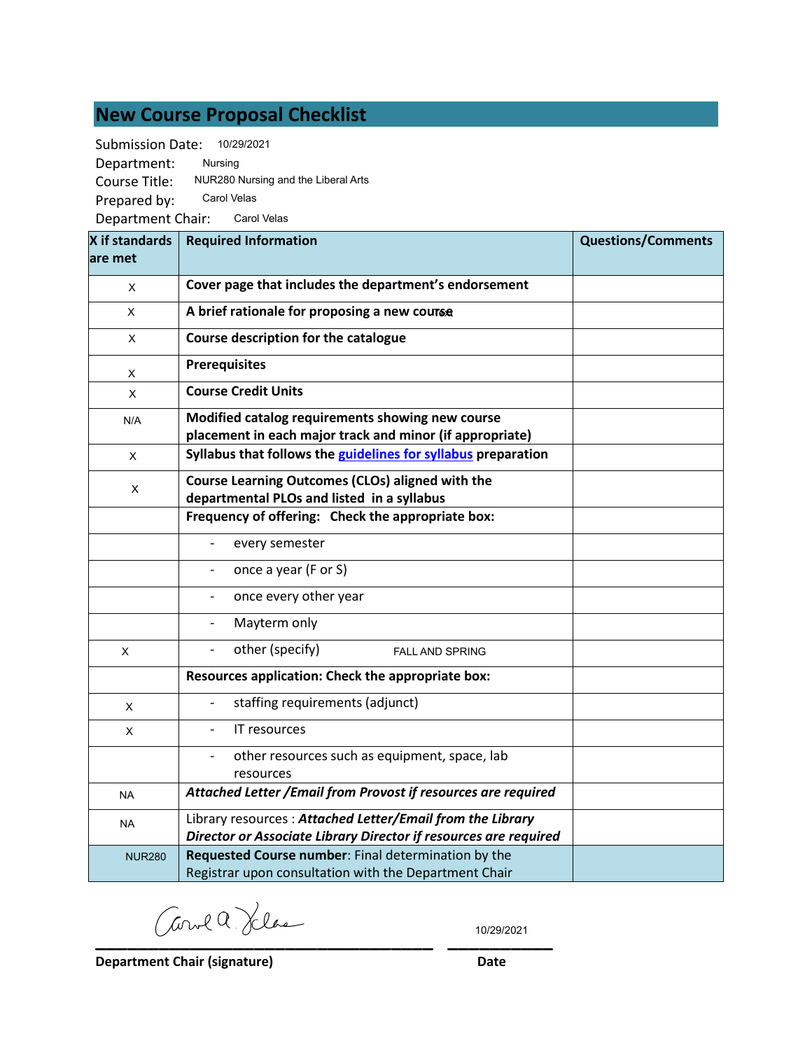# New Course Proposal Checklist

Submission Date: 10/29/2021
Department: Nursing
Course Title: NUR280 Nursing and the Liberal Arts
Prepared by: Carol Velas
Department Chair: Carol Velas

| X if standards are met | Required Information | Questions/Comments |
|---|---|---|
| X | **Cover page that includes the department's endorsement** | |
| X | **A brief rationale for proposing a new course** | |
| X | **Course description for the catalogue** | |
| X | **Prerequisites** | |
| X | **Course Credit Units** | |
| N/A | **Modified catalog requirements showing new course placement in each major track and minor (if appropriate)** | |
| X | **Syllabus that follows the guidelines for syllabus preparation** | |
| X | **Course Learning Outcomes (CLOs) aligned with the departmental PLOs and listed in a syllabus** | |
| | **Frequency of offering: Check the appropriate box:** | |
| | - every semester | |
| | - once a year (F or S) | |
| | - once every other year | |
| | - Mayterm only | |
| X | - other (specify) FALL AND SPRING | |
| | **Resources application: Check the appropriate box:** | |
| X | - staffing requirements (adjunct) | |
| X | - IT resources | |
| | - other resources such as equipment, space, lab resources | |
| NA | ***Attached Letter /Email from Provost if resources are required*** | |
| NA | Library resources : ***Attached Letter/Email from the Library Director or Associate Library Director if resources are required*** | |
| NUR280 | **Requested Course number**: Final determination by the Registrar upon consultation with the Department Chair | |

Carol A. Velas

**Department Chair (signature)**

10/29/2021

**Date**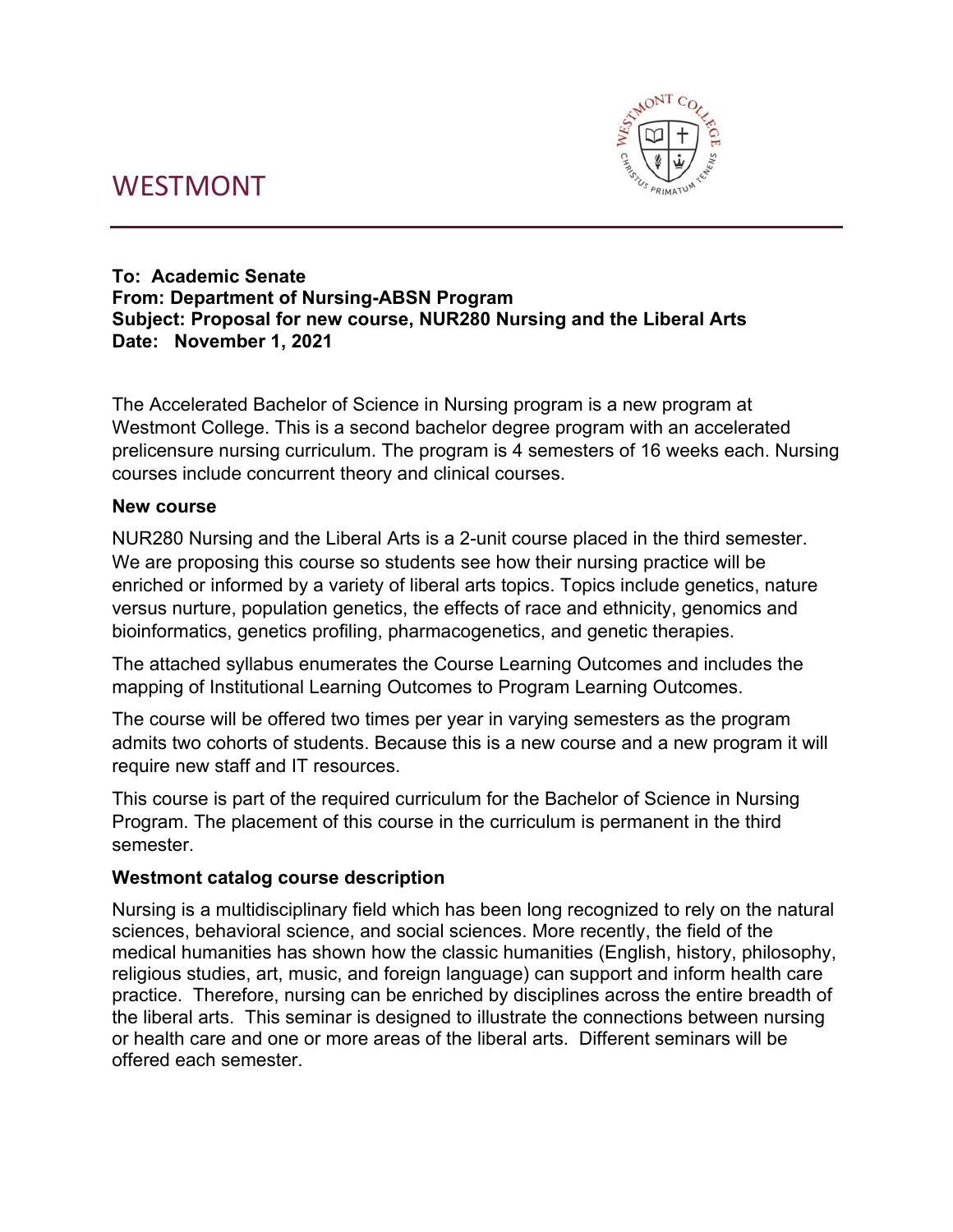# WESTMONT

**To: Academic Senate**
**From: Department of Nursing-ABSN Program**
**Subject: Proposal for new course, NUR280 Nursing and the Liberal Arts**
**Date: November 1, 2021**

The Accelerated Bachelor of Science in Nursing program is a new program at Westmont College. This is a second bachelor degree program with an accelerated prelicensure nursing curriculum. The program is 4 semesters of 16 weeks each. Nursing courses include concurrent theory and clinical courses.

**New course**

NUR280 Nursing and the Liberal Arts is a 2-unit course placed in the third semester. We are proposing this course so students see how their nursing practice will be enriched or informed by a variety of liberal arts topics. Topics include genetics, nature versus nurture, population genetics, the effects of race and ethnicity, genomics and bioinformatics, genetics profiling, pharmacogenetics, and genetic therapies.

The attached syllabus enumerates the Course Learning Outcomes and includes the mapping of Institutional Learning Outcomes to Program Learning Outcomes.

The course will be offered two times per year in varying semesters as the program admits two cohorts of students. Because this is a new course and a new program it will require new staff and IT resources.

This course is part of the required curriculum for the Bachelor of Science in Nursing Program. The placement of this course in the curriculum is permanent in the third semester.

**Westmont catalog course description**

Nursing is a multidisciplinary field which has been long recognized to rely on the natural sciences, behavioral science, and social sciences. More recently, the field of the medical humanities has shown how the classic humanities (English, history, philosophy, religious studies, art, music, and foreign language) can support and inform health care practice. Therefore, nursing can be enriched by disciplines across the entire breadth of the liberal arts. This seminar is designed to illustrate the connections between nursing or health care and one or more areas of the liberal arts. Different seminars will be offered each semester.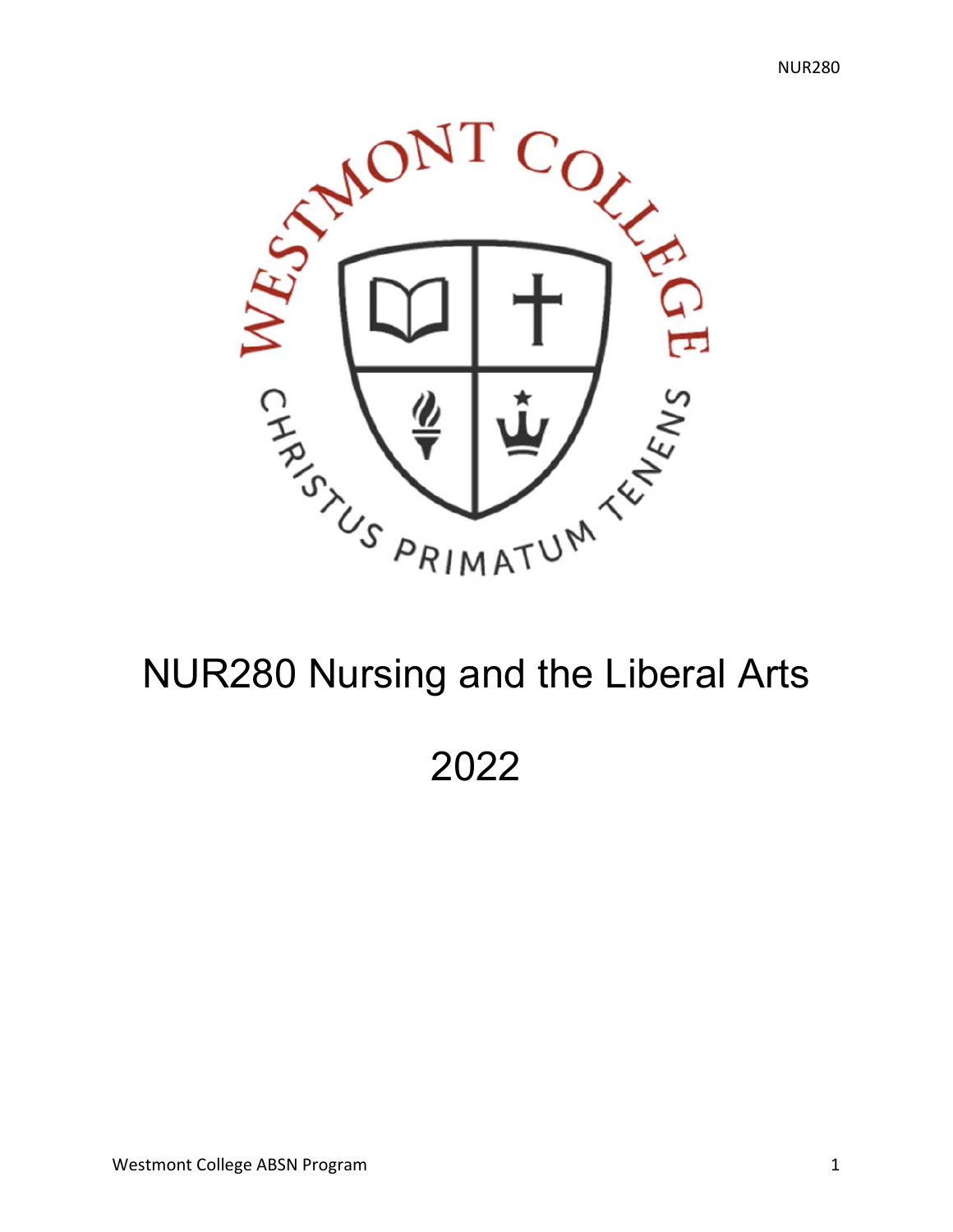# NUR280 Nursing and the Liberal Arts

# 2022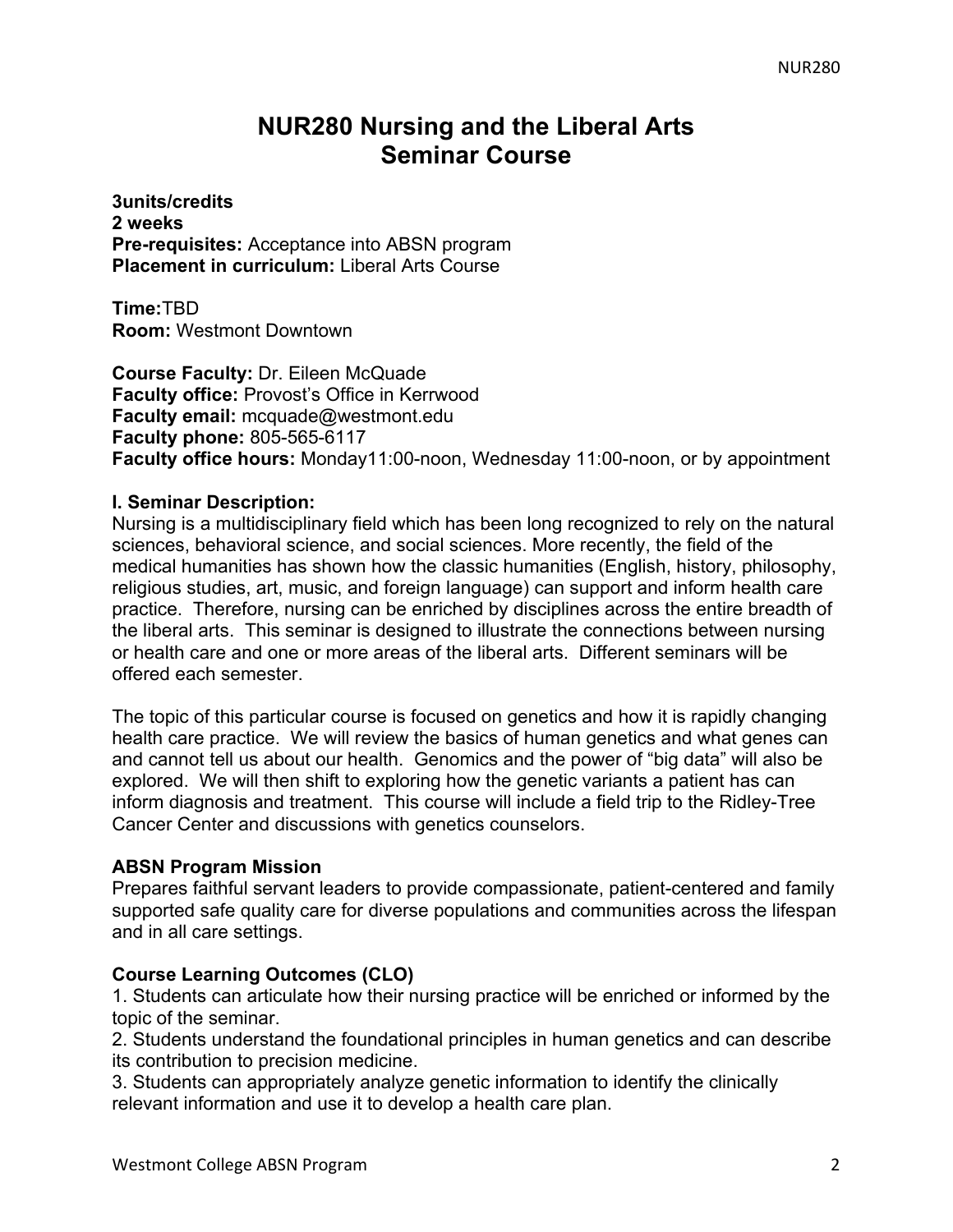# NUR280 Nursing and the Liberal Arts Seminar Course

**3units/credits**
**2 weeks**
**Pre-requisites:** Acceptance into ABSN program
**Placement in curriculum:** Liberal Arts Course

**Time:**TBD
**Room:** Westmont Downtown

**Course Faculty:** Dr. Eileen McQuade
**Faculty office:** Provost's Office in Kerrwood
**Faculty email:** mcquade@westmont.edu
**Faculty phone:** 805-565-6117
**Faculty office hours:** Monday11:00-noon, Wednesday 11:00-noon, or by appointment

### I. Seminar Description:

Nursing is a multidisciplinary field which has been long recognized to rely on the natural sciences, behavioral science, and social sciences. More recently, the field of the medical humanities has shown how the classic humanities (English, history, philosophy, religious studies, art, music, and foreign language) can support and inform health care practice. Therefore, nursing can be enriched by disciplines across the entire breadth of the liberal arts. This seminar is designed to illustrate the connections between nursing or health care and one or more areas of the liberal arts. Different seminars will be offered each semester.

The topic of this particular course is focused on genetics and how it is rapidly changing health care practice. We will review the basics of human genetics and what genes can and cannot tell us about our health. Genomics and the power of "big data" will also be explored. We will then shift to exploring how the genetic variants a patient has can inform diagnosis and treatment. This course will include a field trip to the Ridley-Tree Cancer Center and discussions with genetics counselors.

### ABSN Program Mission

Prepares faithful servant leaders to provide compassionate, patient-centered and family supported safe quality care for diverse populations and communities across the lifespan and in all care settings.

### Course Learning Outcomes (CLO)

1. Students can articulate how their nursing practice will be enriched or informed by the topic of the seminar.
2. Students understand the foundational principles in human genetics and can describe its contribution to precision medicine.
3. Students can appropriately analyze genetic information to identify the clinically relevant information and use it to develop a health care plan.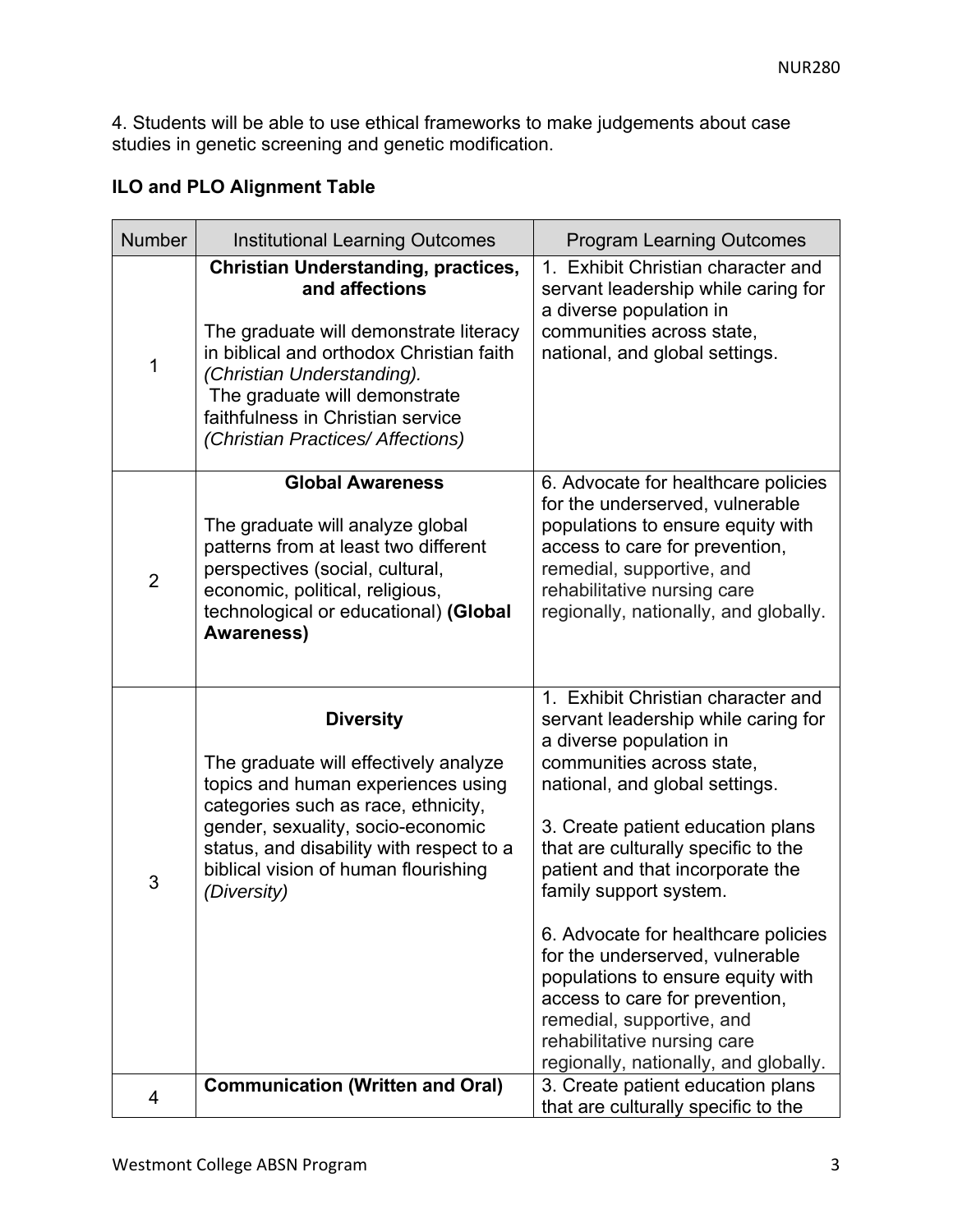4. Students will be able to use ethical frameworks to make judgements about case studies in genetic screening and genetic modification.

**ILO and PLO Alignment Table**

| Number | Institutional Learning Outcomes | Program Learning Outcomes |
|---|---|---|
| 1 | **Christian Understanding, practices, and affections**<br><br>The graduate will demonstrate literacy in biblical and orthodox Christian faith *(Christian Understanding).*<br>The graduate will demonstrate faithfulness in Christian service *(Christian Practices/ Affections)* | 1. Exhibit Christian character and servant leadership while caring for a diverse population in communities across state, national, and global settings. |
| 2 | **Global Awareness**<br><br>The graduate will analyze global patterns from at least two different perspectives (social, cultural, economic, political, religious, technological or educational) **(Global Awareness)** | 6. Advocate for healthcare policies for the underserved, vulnerable populations to ensure equity with access to care for prevention, remedial, supportive, and rehabilitative nursing care regionally, nationally, and globally. |
| 3 | **Diversity**<br><br>The graduate will effectively analyze topics and human experiences using categories such as race, ethnicity, gender, sexuality, socio-economic status, and disability with respect to a biblical vision of human flourishing *(Diversity)* | 1. Exhibit Christian character and servant leadership while caring for a diverse population in communities across state, national, and global settings.<br><br>3. Create patient education plans that are culturally specific to the patient and that incorporate the family support system.<br><br>6. Advocate for healthcare policies for the underserved, vulnerable populations to ensure equity with access to care for prevention, remedial, supportive, and rehabilitative nursing care regionally, nationally, and globally. |
| 4 | **Communication (Written and Oral)** | 3. Create patient education plans that are culturally specific to the |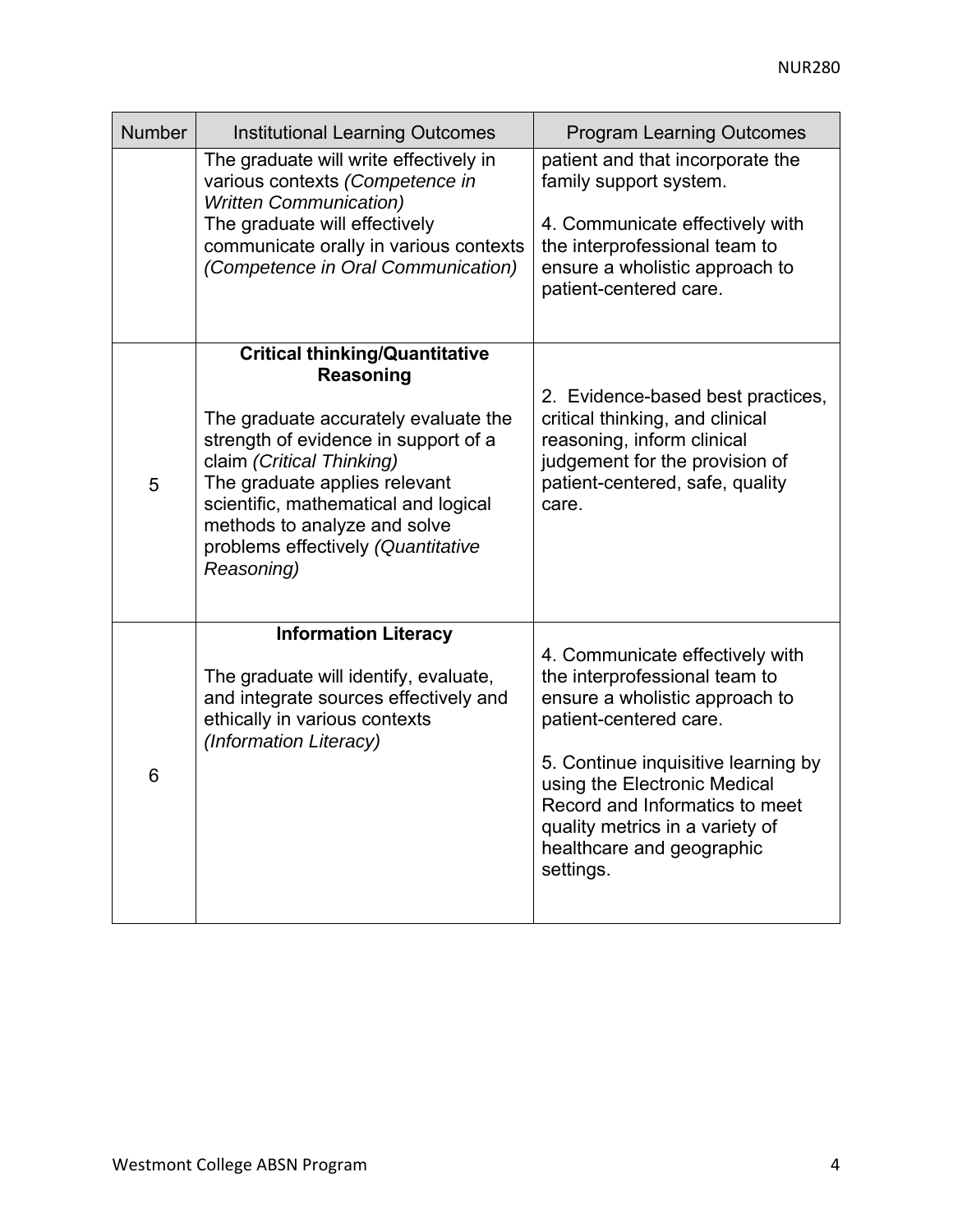| Number | Institutional Learning Outcomes | Program Learning Outcomes |
|---|---|---|
| | The graduate will write effectively in various contexts *(Competence in Written Communication)*<br>The graduate will effectively communicate orally in various contexts *(Competence in Oral Communication)* | patient and that incorporate the family support system.<br><br>4. Communicate effectively with the interprofessional team to ensure a wholistic approach to patient-centered care. |
| 5 | **Critical thinking/Quantitative Reasoning**<br><br>The graduate accurately evaluate the strength of evidence in support of a claim *(Critical Thinking)*<br>The graduate applies relevant scientific, mathematical and logical methods to analyze and solve problems effectively *(Quantitative Reasoning)* | 2. Evidence-based best practices, critical thinking, and clinical reasoning, inform clinical judgement for the provision of patient-centered, safe, quality care. |
| 6 | **Information Literacy**<br><br>The graduate will identify, evaluate, and integrate sources effectively and ethically in various contexts *(Information Literacy)* | 4. Communicate effectively with the interprofessional team to ensure a wholistic approach to patient-centered care.<br><br>5. Continue inquisitive learning by using the Electronic Medical Record and Informatics to meet quality metrics in a variety of healthcare and geographic settings. |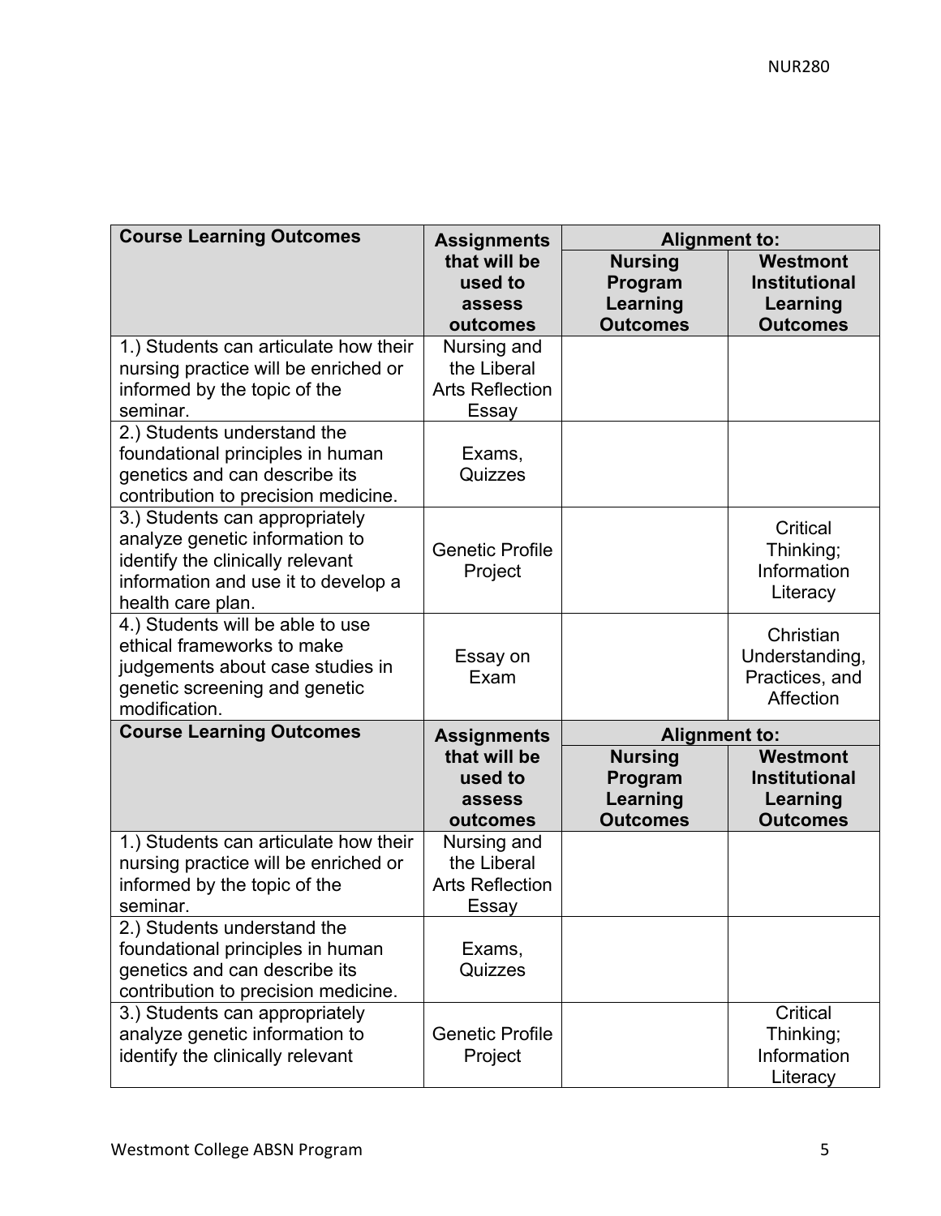| Course Learning Outcomes | Assignments that will be used to assess outcomes | Alignment to: | |
|---|---|---|---|
| | | Nursing Program Learning Outcomes | Westmont Institutional Learning Outcomes |
| 1.) Students can articulate how their nursing practice will be enriched or informed by the topic of the seminar. | Nursing and the Liberal Arts Reflection Essay | | |
| 2.) Students understand the foundational principles in human genetics and can describe its contribution to precision medicine. | Exams, Quizzes | | |
| 3.) Students can appropriately analyze genetic information to identify the clinically relevant information and use it to develop a health care plan. | Genetic Profile Project | | Critical Thinking; Information Literacy |
| 4.) Students will be able to use ethical frameworks to make judgements about case studies in genetic screening and genetic modification. | Essay on Exam | | Christian Understanding, Practices, and Affection |

| Course Learning Outcomes | Assignments that will be used to assess outcomes | Alignment to: | |
|---|---|---|---|
| | | Nursing Program Learning Outcomes | Westmont Institutional Learning Outcomes |
| 1.) Students can articulate how their nursing practice will be enriched or informed by the topic of the seminar. | Nursing and the Liberal Arts Reflection Essay | | |
| 2.) Students understand the foundational principles in human genetics and can describe its contribution to precision medicine. | Exams, Quizzes | | |
| 3.) Students can appropriately analyze genetic information to identify the clinically relevant | Genetic Profile Project | | Critical Thinking; Information Literacy |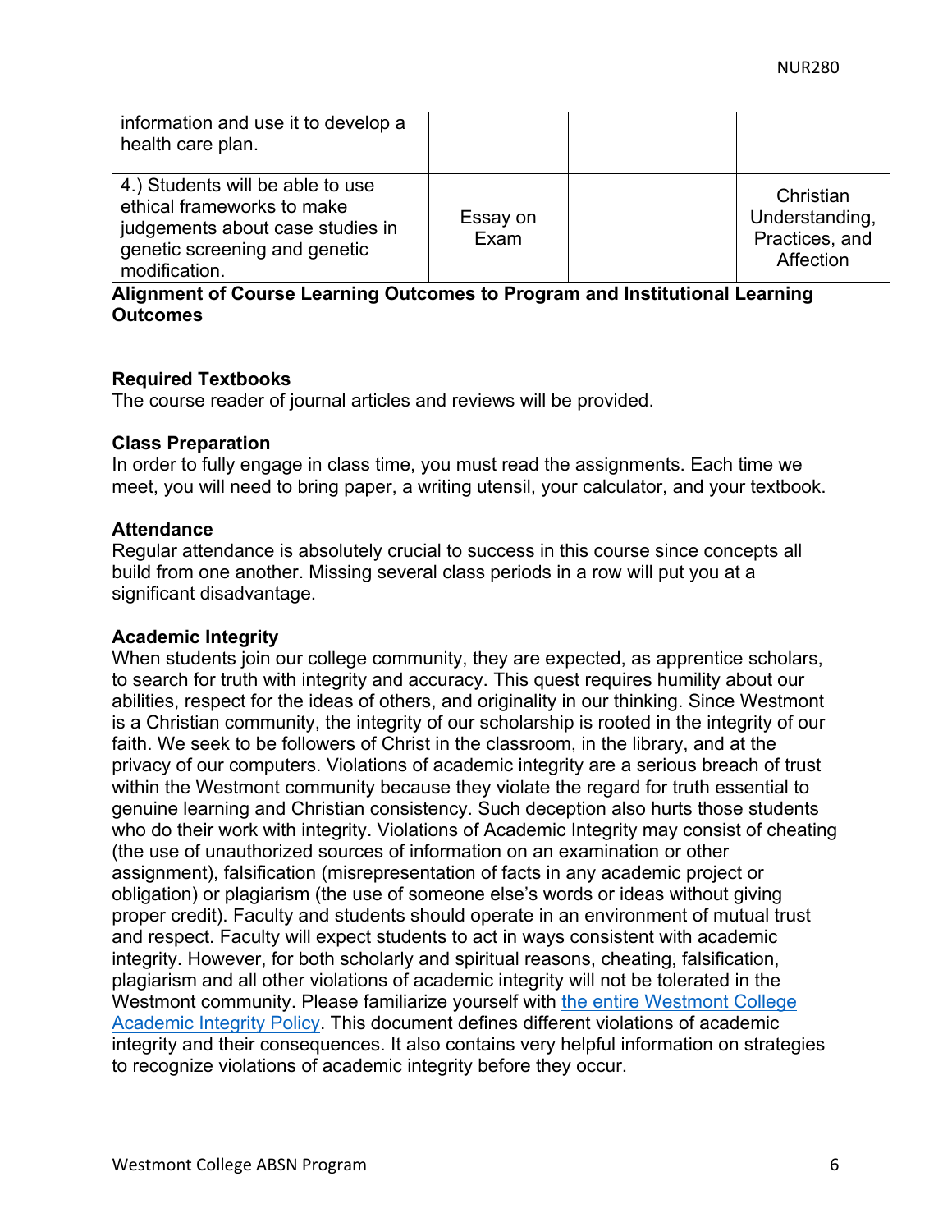| | | | |
|---|---|---|---|
| information and use it to develop a health care plan. | | | |
| 4.) Students will be able to use ethical frameworks to make judgements about case studies in genetic screening and genetic modification. | Essay on Exam | | Christian Understanding, Practices, and Affection |

**Alignment of Course Learning Outcomes to Program and Institutional Learning Outcomes**

**Required Textbooks**
The course reader of journal articles and reviews will be provided.

**Class Preparation**
In order to fully engage in class time, you must read the assignments. Each time we meet, you will need to bring paper, a writing utensil, your calculator, and your textbook.

**Attendance**
Regular attendance is absolutely crucial to success in this course since concepts all build from one another. Missing several class periods in a row will put you at a significant disadvantage.

**Academic Integrity**
When students join our college community, they are expected, as apprentice scholars, to search for truth with integrity and accuracy. This quest requires humility about our abilities, respect for the ideas of others, and originality in our thinking. Since Westmont is a Christian community, the integrity of our scholarship is rooted in the integrity of our faith. We seek to be followers of Christ in the classroom, in the library, and at the privacy of our computers. Violations of academic integrity are a serious breach of trust within the Westmont community because they violate the regard for truth essential to genuine learning and Christian consistency. Such deception also hurts those students who do their work with integrity. Violations of Academic Integrity may consist of cheating (the use of unauthorized sources of information on an examination or other assignment), falsification (misrepresentation of facts in any academic project or obligation) or plagiarism (the use of someone else's words or ideas without giving proper credit). Faculty and students should operate in an environment of mutual trust and respect. Faculty will expect students to act in ways consistent with academic integrity. However, for both scholarly and spiritual reasons, cheating, falsification, plagiarism and all other violations of academic integrity will not be tolerated in the Westmont community. Please familiarize yourself with the entire Westmont College Academic Integrity Policy. This document defines different violations of academic integrity and their consequences. It also contains very helpful information on strategies to recognize violations of academic integrity before they occur.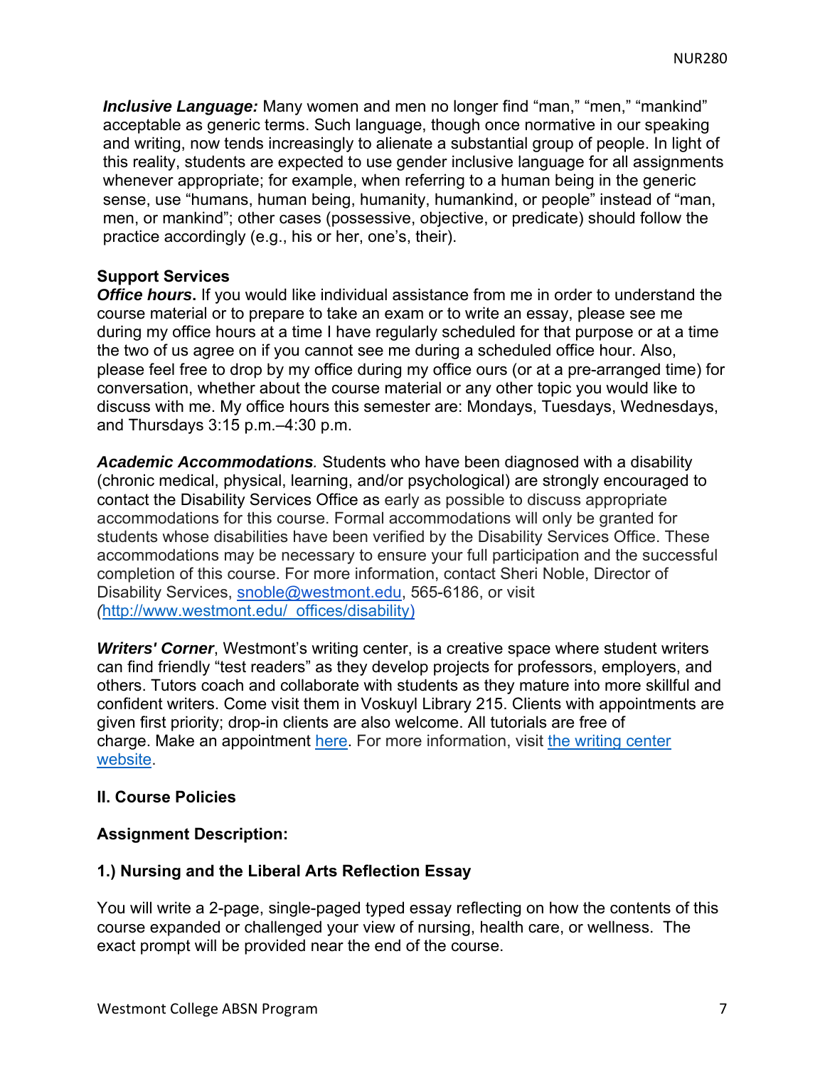***Inclusive Language:*** Many women and men no longer find "man," "men," "mankind" acceptable as generic terms. Such language, though once normative in our speaking and writing, now tends increasingly to alienate a substantial group of people. In light of this reality, students are expected to use gender inclusive language for all assignments whenever appropriate; for example, when referring to a human being in the generic sense, use "humans, human being, humanity, humankind, or people" instead of "man, men, or mankind"; other cases (possessive, objective, or predicate) should follow the practice accordingly (e.g., his or her, one's, their).

**Support Services**

***Office hours*.** If you would like individual assistance from me in order to understand the course material or to prepare to take an exam or to write an essay, please see me during my office hours at a time I have regularly scheduled for that purpose or at a time the two of us agree on if you cannot see me during a scheduled office hour. Also, please feel free to drop by my office during my office ours (or at a pre-arranged time) for conversation, whether about the course material or any other topic you would like to discuss with me. My office hours this semester are: Mondays, Tuesdays, Wednesdays, and Thursdays 3:15 p.m.–4:30 p.m.

***Academic Accommodations*.** Students who have been diagnosed with a disability (chronic medical, physical, learning, and/or psychological) are strongly encouraged to contact the Disability Services Office as early as possible to discuss appropriate accommodations for this course. Formal accommodations will only be granted for students whose disabilities have been verified by the Disability Services Office. These accommodations may be necessary to ensure your full participation and the successful completion of this course. For more information, contact Sheri Noble, Director of Disability Services, snoble@westmont.edu, 565-6186, or visit (http://www.westmont.edu/_offices/disability)

***Writers' Corner***, Westmont's writing center, is a creative space where student writers can find friendly "test readers" as they develop projects for professors, employers, and others. Tutors coach and collaborate with students as they mature into more skillful and confident writers. Come visit them in Voskuyl Library 215. Clients with appointments are given first priority; drop-in clients are also welcome. All tutorials are free of charge. Make an appointment here. For more information, visit the writing center website.

## II. Course Policies

### Assignment Description:

### 1.) Nursing and the Liberal Arts Reflection Essay

You will write a 2-page, single-paged typed essay reflecting on how the contents of this course expanded or challenged your view of nursing, health care, or wellness. The exact prompt will be provided near the end of the course.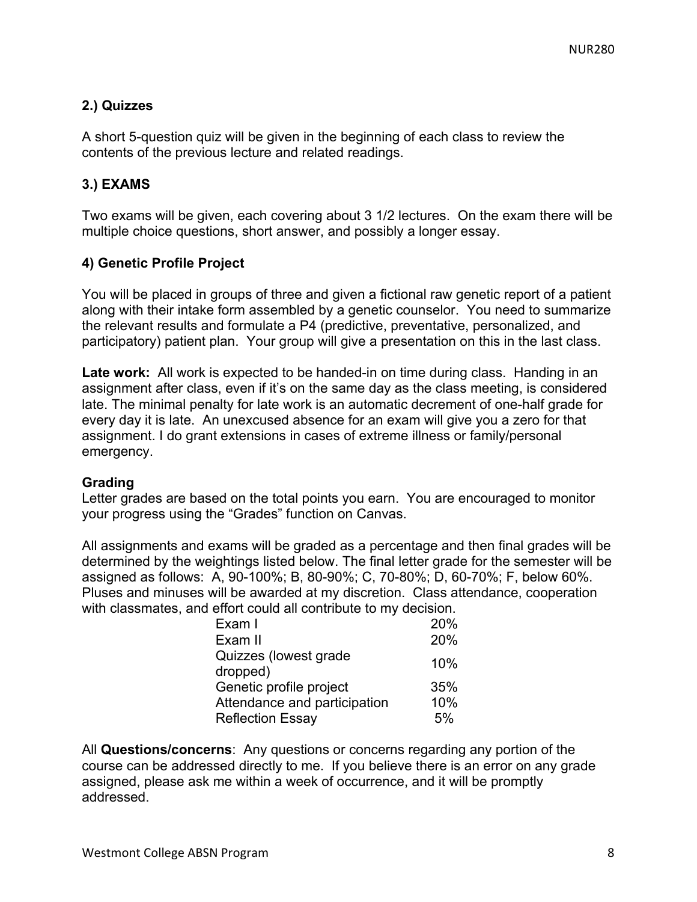### 2.) Quizzes

A short 5-question quiz will be given in the beginning of each class to review the contents of the previous lecture and related readings.

### 3.) EXAMS

Two exams will be given, each covering about 3 1/2 lectures. On the exam there will be multiple choice questions, short answer, and possibly a longer essay.

### 4) Genetic Profile Project

You will be placed in groups of three and given a fictional raw genetic report of a patient along with their intake form assembled by a genetic counselor. You need to summarize the relevant results and formulate a P4 (predictive, preventative, personalized, and participatory) patient plan. Your group will give a presentation on this in the last class.

**Late work:** All work is expected to be handed-in on time during class. Handing in an assignment after class, even if it's on the same day as the class meeting, is considered late. The minimal penalty for late work is an automatic decrement of one-half grade for every day it is late. An unexcused absence for an exam will give you a zero for that assignment. I do grant extensions in cases of extreme illness or family/personal emergency.

**Grading**

Letter grades are based on the total points you earn. You are encouraged to monitor your progress using the "Grades" function on Canvas.

All assignments and exams will be graded as a percentage and then final grades will be determined by the weightings listed below. The final letter grade for the semester will be assigned as follows: A, 90-100%; B, 80-90%; C, 70-80%; D, 60-70%; F, below 60%. Pluses and minuses will be awarded at my discretion. Class attendance, cooperation with classmates, and effort could all contribute to my decision.

| | |
|---|---|
| Exam I | 20% |
| Exam II | 20% |
| Quizzes (lowest grade dropped) | 10% |
| Genetic profile project | 35% |
| Attendance and participation | 10% |
| Reflection Essay | 5% |

All **Questions/concerns**: Any questions or concerns regarding any portion of the course can be addressed directly to me. If you believe there is an error on any grade assigned, please ask me within a week of occurrence, and it will be promptly addressed.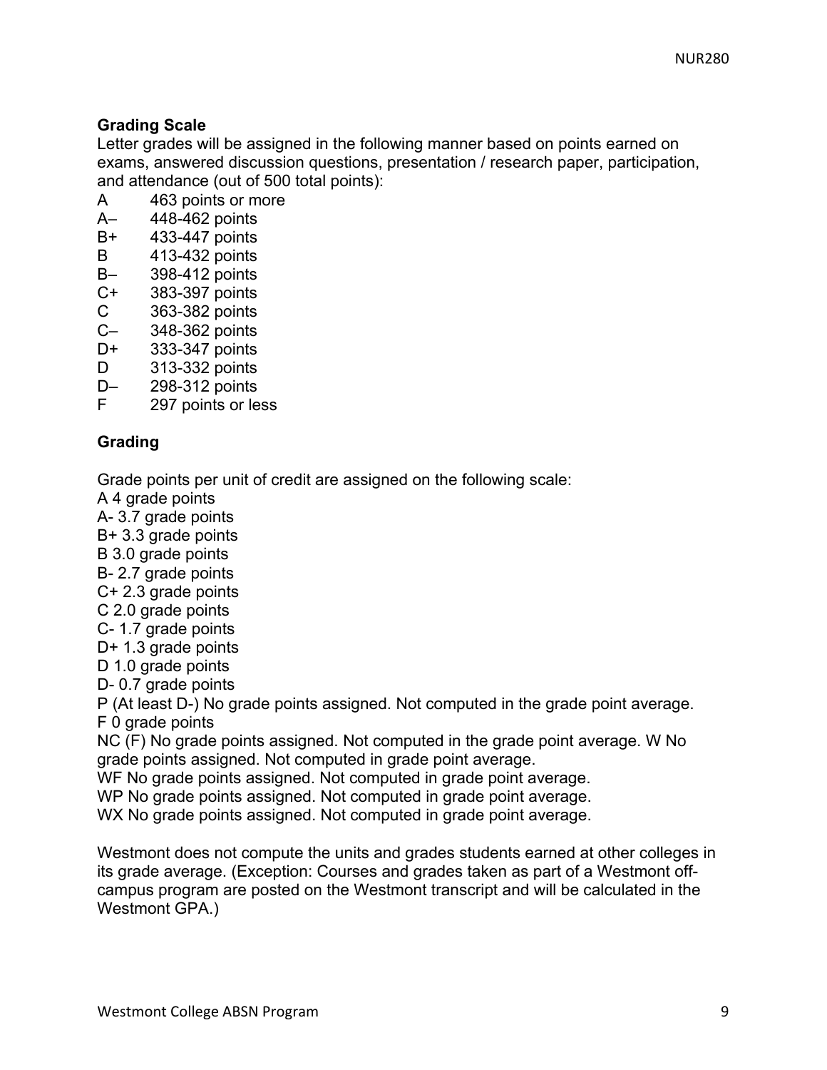### Grading Scale

Letter grades will be assigned in the following manner based on points earned on exams, answered discussion questions, presentation / research paper, participation, and attendance (out of 500 total points):

| | |
|---|---|
| A | 463 points or more |
| A– | 448-462 points |
| B+ | 433-447 points |
| B | 413-432 points |
| B– | 398-412 points |
| C+ | 383-397 points |
| C | 363-382 points |
| C– | 348-362 points |
| D+ | 333-347 points |
| D | 313-332 points |
| D– | 298-312 points |
| F | 297 points or less |

### Grading

Grade points per unit of credit are assigned on the following scale:

A 4 grade points
A- 3.7 grade points
B+ 3.3 grade points
B 3.0 grade points
B- 2.7 grade points
C+ 2.3 grade points
C 2.0 grade points
C- 1.7 grade points
D+ 1.3 grade points
D 1.0 grade points
D- 0.7 grade points
P (At least D-) No grade points assigned. Not computed in the grade point average.
F 0 grade points
NC (F) No grade points assigned. Not computed in the grade point average. W No grade points assigned. Not computed in grade point average.
WF No grade points assigned. Not computed in grade point average.
WP No grade points assigned. Not computed in grade point average.
WX No grade points assigned. Not computed in grade point average.

Westmont does not compute the units and grades students earned at other colleges in its grade average. (Exception: Courses and grades taken as part of a Westmont off-campus program are posted on the Westmont transcript and will be calculated in the Westmont GPA.)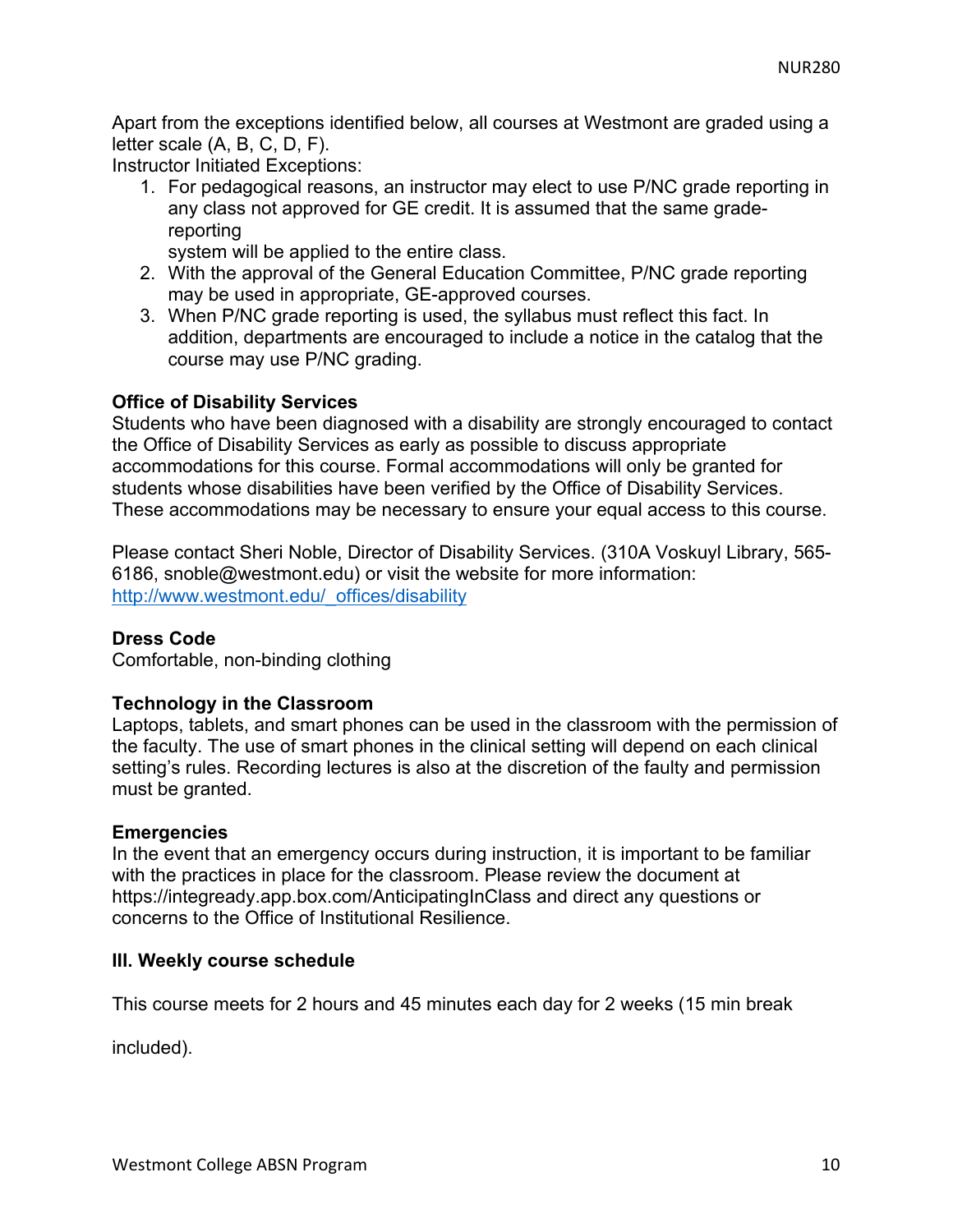Apart from the exceptions identified below, all courses at Westmont are graded using a letter scale (A, B, C, D, F).

Instructor Initiated Exceptions:

1. For pedagogical reasons, an instructor may elect to use P/NC grade reporting in any class not approved for GE credit. It is assumed that the same grade-reporting system will be applied to the entire class.
2. With the approval of the General Education Committee, P/NC grade reporting may be used in appropriate, GE-approved courses.
3. When P/NC grade reporting is used, the syllabus must reflect this fact. In addition, departments are encouraged to include a notice in the catalog that the course may use P/NC grading.

**Office of Disability Services**

Students who have been diagnosed with a disability are strongly encouraged to contact the Office of Disability Services as early as possible to discuss appropriate accommodations for this course. Formal accommodations will only be granted for students whose disabilities have been verified by the Office of Disability Services. These accommodations may be necessary to ensure your equal access to this course.

Please contact Sheri Noble, Director of Disability Services. (310A Voskuyl Library, 565-6186, snoble@westmont.edu) or visit the website for more information: [http://www.westmont.edu/_offices/disability](http://www.westmont.edu/_offices/disability)

**Dress Code**

Comfortable, non-binding clothing

**Technology in the Classroom**

Laptops, tablets, and smart phones can be used in the classroom with the permission of the faculty. The use of smart phones in the clinical setting will depend on each clinical setting's rules. Recording lectures is also at the discretion of the faulty and permission must be granted.

**Emergencies**

In the event that an emergency occurs during instruction, it is important to be familiar with the practices in place for the classroom. Please review the document at https://integready.app.box.com/AnticipatingInClass and direct any questions or concerns to the Office of Institutional Resilience.

**III. Weekly course schedule**

This course meets for 2 hours and 45 minutes each day for 2 weeks (15 min break included).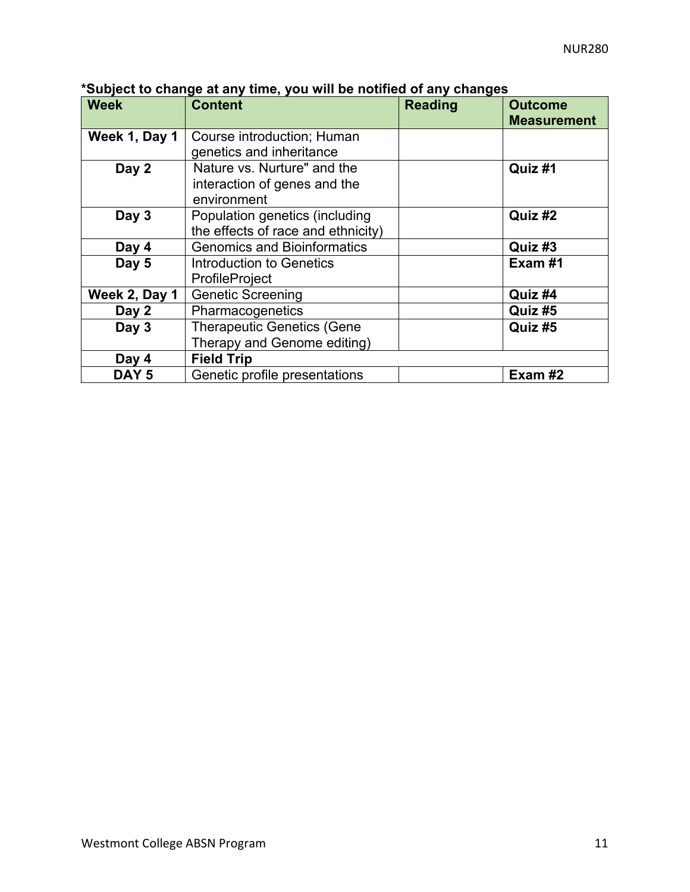**\*Subject to change at any time, you will be notified of any changes**

| Week | Content | Reading | Outcome Measurement |
|---|---|---|---|
| **Week 1, Day 1** | Course introduction; Human genetics and inheritance | | |
| **Day 2** | Nature vs. Nurture" and the interaction of genes and the environment | | **Quiz #1** |
| **Day 3** | Population genetics (including the effects of race and ethnicity) | | **Quiz #2** |
| **Day 4** | Genomics and Bioinformatics | | **Quiz #3** |
| **Day 5** | Introduction to Genetics ProfileProject | | **Exam #1** |
| **Week 2, Day 1** | Genetic Screening | | **Quiz #4** |
| **Day 2** | Pharmacogenetics | | **Quiz #5** |
| **Day 3** | Therapeutic Genetics (Gene Therapy and Genome editing) | | **Quiz #5** |
| **Day 4** | **Field Trip** | | |
| **DAY 5** | Genetic profile presentations | | **Exam #2** |